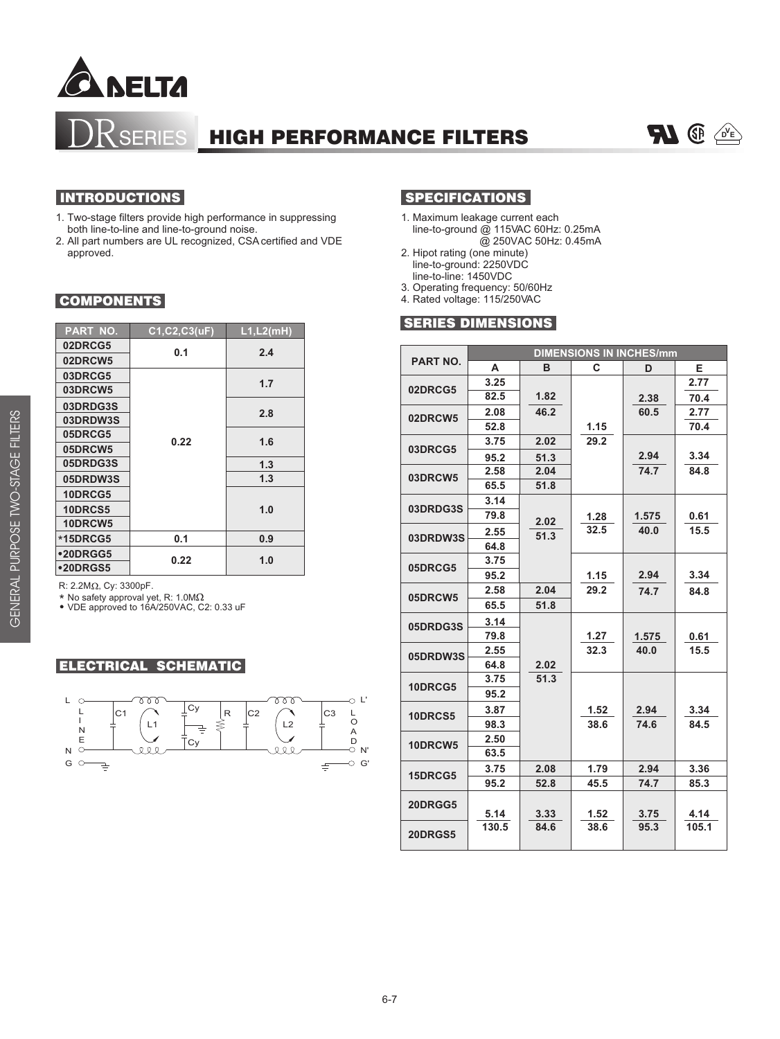# DR SERIES HIGH PERFORMANCE FILTERS

## INTRODUCTIONS

1. Two-stage filters provide high performance in suppressing both line-to-line and line-to-ground noise.
2. All part numbers are UL recognized, CSA certified and VDE approved.

## COMPONENTS

| PART NO. | C1,C2,C3(uF) | L1,L2(mH) |
|---|---|---|
| 02DRCG5 | 0.1 | 2.4 |
| 02DRCW5 | | |
| 03DRCG5 | 0.22 | 1.7 |
| 03DRCW5 | | |
| 03DRDG3S | | 2.8 |
| 03DRDW3S | | |
| 05DRCG5 | | 1.6 |
| 05DRCW5 | | |
| 05DRDG3S | | 1.3 |
| 05DRDW3S | | 1.3 |
| 10DRCG5 | | 1.0 |
| 10DRCS5 | | |
| 10DRCW5 | | |
| *15DRCG5 | 0.1 | 0.9 |
| •20DRGG5 | 0.22 | 1.0 |
| •20DRGS5 | | |

R: 2.2MΩ, Cy: 3300pF.
* No safety approval yet, R: 1.0MΩ
• VDE approved to 16A/250VAC, C2: 0.33 uF

## ELECTRICAL SCHEMATIC

L, N, G (LINE) — C1 — L1 — Cy, Cy — R — C2 — L2 — C3 — L', N', G' (LOAD)

## SPECIFICATIONS

1. Maximum leakage current each line-to-ground @ 115VAC 60Hz: 0.25mA
   @ 250VAC 50Hz: 0.45mA
2. Hipot rating (one minute)
   line-to-ground: 2250VDC
   line-to-line: 1450VDC
3. Operating frequency: 50/60Hz
4. Rated voltage: 115/250VAC

## SERIES DIMENSIONS

| PART NO. | DIMENSIONS IN INCHES/mm | | | | |
|---|---|---|---|---|---|
| | A | B | C | D | E |
| 02DRCG5 | 3.25 / 82.5 | 1.82 / 46.2 | 1.15 / 29.2 | 2.38 / 60.5 | 2.77 / 70.4 |
| 02DRCW5 | 2.08 / 52.8 | 1.82 / 46.2 | 1.15 / 29.2 | 2.38 / 60.5 | 2.77 / 70.4 |
| 03DRCG5 | 3.75 / 95.2 | 2.02 / 51.3 | 1.15 / 29.2 | 2.94 / 74.7 | 3.34 / 84.8 |
| 03DRCW5 | 2.58 / 65.5 | 2.04 / 51.8 | 1.15 / 29.2 | 2.94 / 74.7 | 3.34 / 84.8 |
| 03DRDG3S | 3.14 / 79.8 | 2.02 / 51.3 | 1.28 / 32.5 | 1.575 / 40.0 | 0.61 / 15.5 |
| 03DRDW3S | 2.55 / 64.8 | 2.02 / 51.3 | 1.28 / 32.5 | 1.575 / 40.0 | 0.61 / 15.5 |
| 05DRCG5 | 3.75 / 95.2 | 2.02 / 51.3 | 1.15 / 29.2 | 2.94 / 74.7 | 3.34 / 84.8 |
| 05DRCW5 | 2.58 / 65.5 | 2.04 / 51.8 | 1.15 / 29.2 | 2.94 / 74.7 | 3.34 / 84.8 |
| 05DRDG3S | 3.14 / 79.8 | 2.02 / 51.3 | 1.27 / 32.3 | 1.575 / 40.0 | 0.61 / 15.5 |
| 05DRDW3S | 2.55 / 64.8 | 2.02 / 51.3 | 1.27 / 32.3 | 1.575 / 40.0 | 0.61 / 15.5 |
| 10DRCG5 | 3.75 / 95.2 | 2.02 / 51.3 | 1.52 / 38.6 | 2.94 / 74.6 | 3.34 / 84.5 |
| 10DRCS5 | 3.87 / 98.3 | 2.02 / 51.3 | 1.52 / 38.6 | 2.94 / 74.6 | 3.34 / 84.5 |
| 10DRCW5 | 2.50 / 63.5 | 2.02 / 51.3 | 1.52 / 38.6 | 2.94 / 74.6 | 3.34 / 84.5 |
| 15DRCG5 | 3.75 / 95.2 | 2.08 / 52.8 | 1.79 / 45.5 | 2.94 / 74.7 | 3.36 / 85.3 |
| 20DRGG5 | 5.14 / 130.5 | 3.33 / 84.6 | 1.52 / 38.6 | 3.75 / 95.3 | 4.14 / 105.1 |
| 20DRGS5 | 5.14 / 130.5 | 3.33 / 84.6 | 1.52 / 38.6 | 3.75 / 95.3 | 4.14 / 105.1 |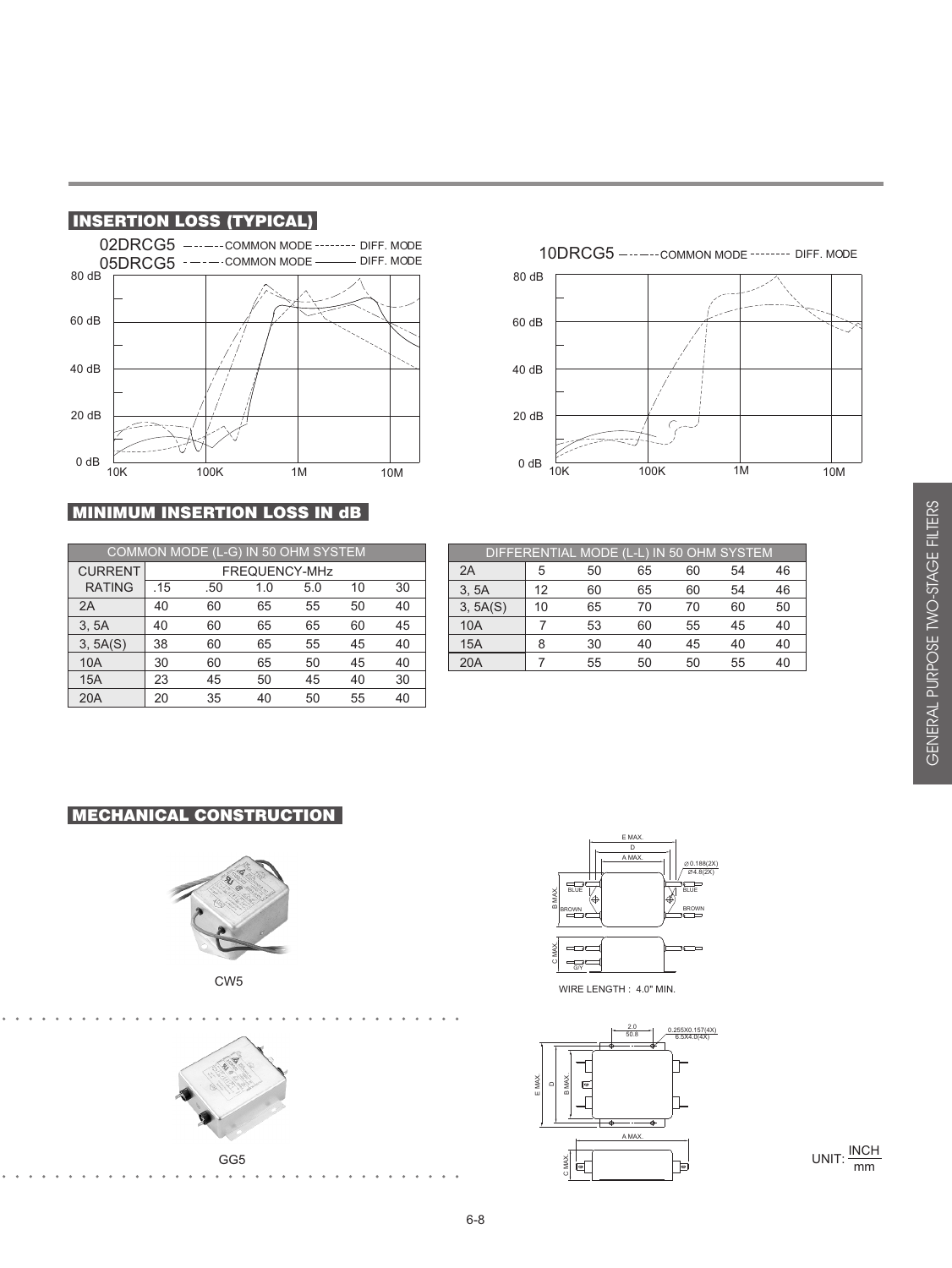## INSERTION LOSS (TYPICAL)

02DRCG5 — COMMON MODE ------- DIFF. MODE
05DRCG5 — COMMON MODE ——— DIFF. MODE

10DRCG5 — COMMON MODE ------- DIFF. MODE

## MINIMUM INSERTION LOSS IN dB

| COMMON MODE (L-G) IN 50 OHM SYSTEM | | | | | | |
|---|---|---|---|---|---|---|
| CURRENT RATING | FREQUENCY-MHz | | | | | |
| | .15 | .50 | 1.0 | 5.0 | 10 | 30 |
| 2A | 40 | 60 | 65 | 55 | 50 | 40 |
| 3, 5A | 40 | 60 | 65 | 65 | 60 | 45 |
| 3, 5A(S) | 38 | 60 | 65 | 55 | 45 | 40 |
| 10A | 30 | 60 | 65 | 50 | 45 | 40 |
| 15A | 23 | 45 | 50 | 45 | 40 | 30 |
| 20A | 20 | 35 | 40 | 50 | 55 | 40 |

| DIFFERENTIAL MODE (L-L) IN 50 OHM SYSTEM | | | | | | |
|---|---|---|---|---|---|---|
| 2A | 5 | 50 | 65 | 60 | 54 | 46 |
| 3, 5A | 12 | 60 | 65 | 60 | 54 | 46 |
| 3, 5A(S) | 10 | 65 | 70 | 70 | 60 | 50 |
| 10A | 7 | 53 | 60 | 55 | 45 | 40 |
| 15A | 8 | 30 | 40 | 45 | 40 | 40 |
| 20A | 7 | 55 | 50 | 50 | 55 | 40 |

## MECHANICAL CONSTRUCTION

CW5

WIRE LENGTH : 4.0" MIN.

GG5

UNIT: INCH / mm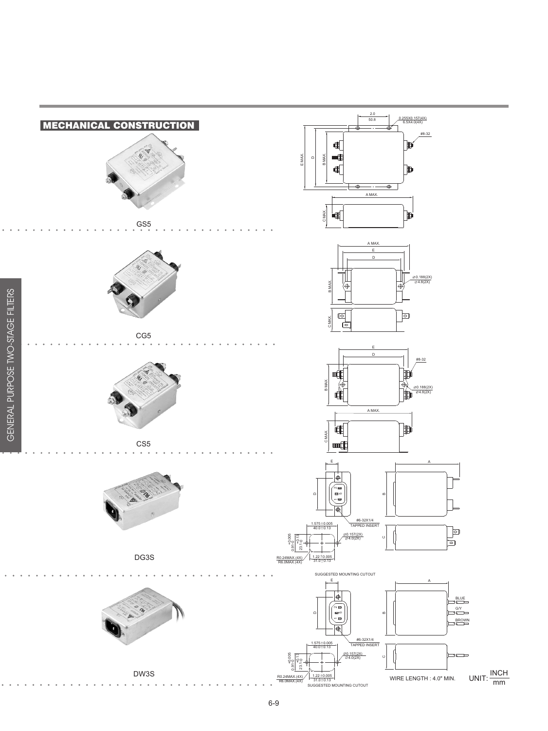## MECHANICAL CONSTRUCTION

GENERAL PURPOSE TWO-STAGE FILTERS

GS5

2.0
50.8
0.255X0.157(4X)
6.5X4.0(4X)
#8-32
E MAX.
D
B MAX.
A MAX.
C MAX.

CG5

A MAX.
E
D
B MAX.
Ø0.188(2X)
Ø4.8(2X)
C MAX.

CS5

E
D
#8-32
B MAX.
Ø0.188(2X)
Ø4.8(2X)
A MAX.
C MAX.

DG3S

E
A
D
B
#6-32X1/4
TAPPED INSERT
1.575±0.005
40.0±0.13
Ø0.157(2X)
Ø4.0(2X)
0.91+0.005 -0
23.1+0.13 -0
C
R0.24MAX.(4X)
R6.0MAX.(4X)
1.22±0.005
31.0±0.13
SUGGESTED MOUNTING CUTOUT

DW3S

E
A
D
B
BLUE
G/Y
BROWN
#6-32X1/4
TAPPED INSERT
1.575±0.005
40.0±0.13
Ø0.157(2X)
Ø4.0(2X)
0.91+0.005 -0
23.1+0.13 -0
C
R0.24MAX.(4X)
R6.0MAX.(4X)
1.22±0.005
31.0±0.13
SUGGESTED MOUNTING CUTOUT

WIRE LENGTH : 4.0" MIN.

UNIT: $\frac{\text{INCH}}{\text{mm}}$